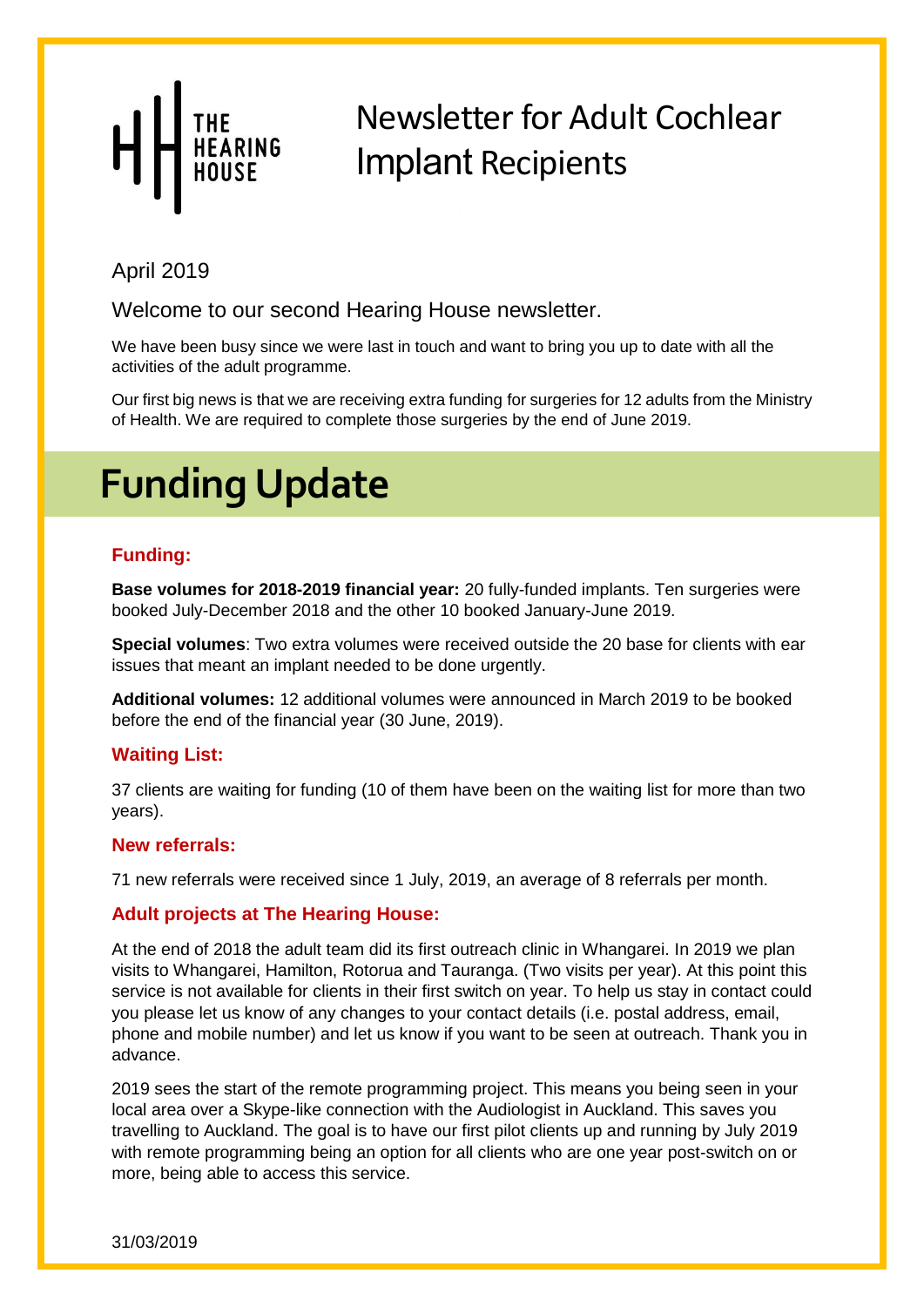THE HEARING HOUSE

# Newsletter for Adult Cochlear Implant Recipients

April 2019

Welcome to our second Hearing House newsletter.

We have been busy since we were last in touch and want to bring you up to date with all the activities of the adult programme.

Our first big news is that we are receiving extra funding for surgeries for 12 adults from the Ministry of Health. We are required to complete those surgeries by the end of June 2019.

# Funding Update

### Funding:

**Base volumes for 2018-2019 financial year:** 20 fully-funded implants. Ten surgeries were booked July-December 2018 and the other 10 booked January-June 2019.

**Special volumes**: Two extra volumes were received outside the 20 base for clients with ear issues that meant an implant needed to be done urgently.

**Additional volumes:** 12 additional volumes were announced in March 2019 to be booked before the end of the financial year (30 June, 2019).

### Waiting List:

37 clients are waiting for funding (10 of them have been on the waiting list for more than two years).

### New referrals:

71 new referrals were received since 1 July, 2019, an average of 8 referrals per month.

### Adult projects at The Hearing House:

At the end of 2018 the adult team did its first outreach clinic in Whangarei. In 2019 we plan visits to Whangarei, Hamilton, Rotorua and Tauranga. (Two visits per year). At this point this service is not available for clients in their first switch on year. To help us stay in contact could you please let us know of any changes to your contact details (i.e. postal address, email, phone and mobile number) and let us know if you want to be seen at outreach. Thank you in advance.

2019 sees the start of the remote programming project. This means you being seen in your local area over a Skype-like connection with the Audiologist in Auckland. This saves you travelling to Auckland. The goal is to have our first pilot clients up and running by July 2019 with remote programming being an option for all clients who are one year post-switch on or more, being able to access this service.

31/03/2019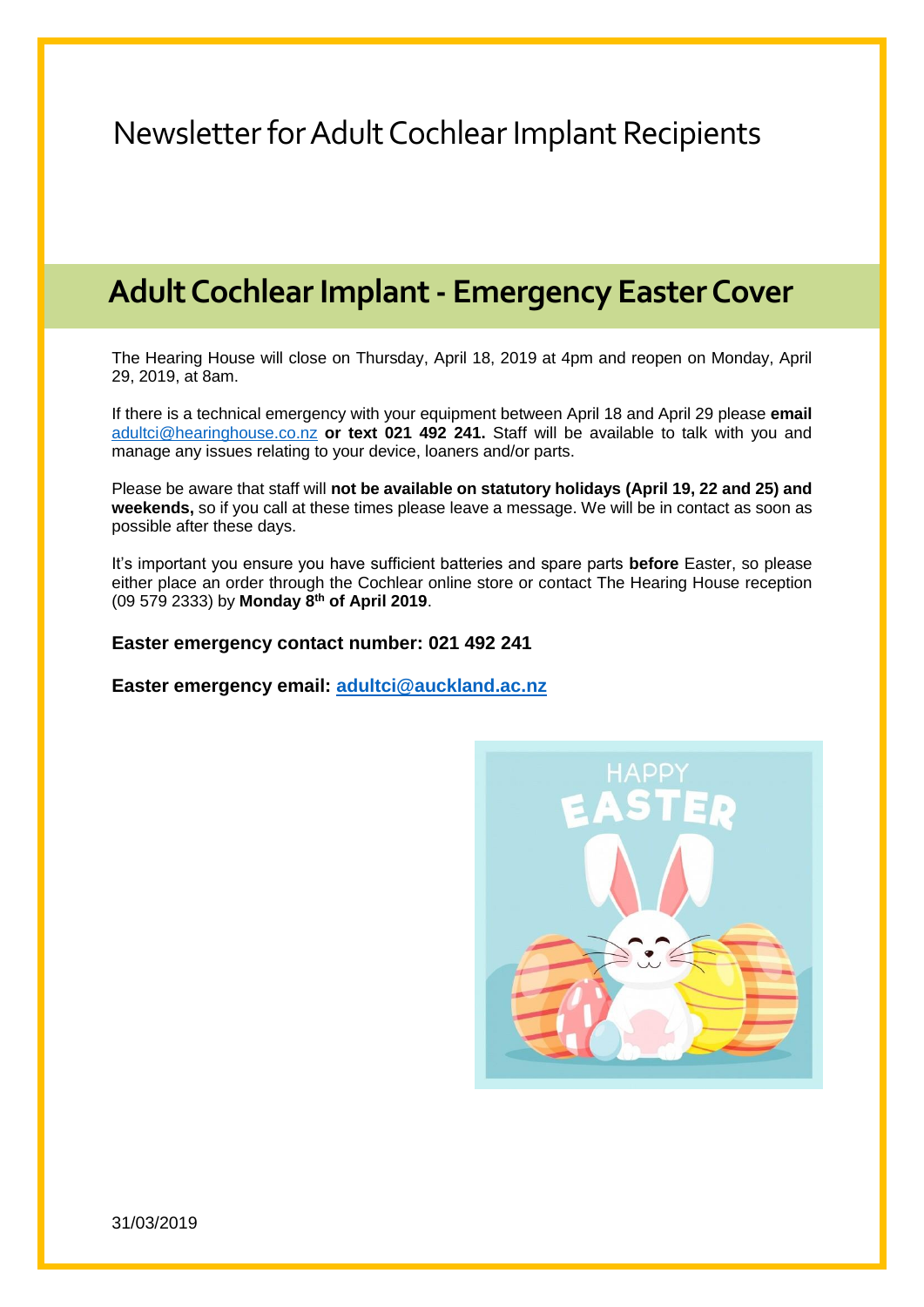# Newsletter for Adult Cochlear Implant Recipients

## Adult Cochlear Implant - Emergency Easter Cover

The Hearing House will close on Thursday, April 18, 2019 at 4pm and reopen on Monday, April 29, 2019, at 8am.

If there is a technical emergency with your equipment between April 18 and April 29 please **email** adultci@hearinghouse.co.nz **or text 021 492 241.** Staff will be available to talk with you and manage any issues relating to your device, loaners and/or parts.

Please be aware that staff will **not be available on statutory holidays (April 19, 22 and 25) and weekends,** so if you call at these times please leave a message. We will be in contact as soon as possible after these days.

It's important you ensure you have sufficient batteries and spare parts **before** Easter, so please either place an order through the Cochlear online store or contact The Hearing House reception (09 579 2333) by **Monday 8th of April 2019**.

**Easter emergency contact number: 021 492 241**

**Easter emergency email: adultci@auckland.ac.nz**

31/03/2019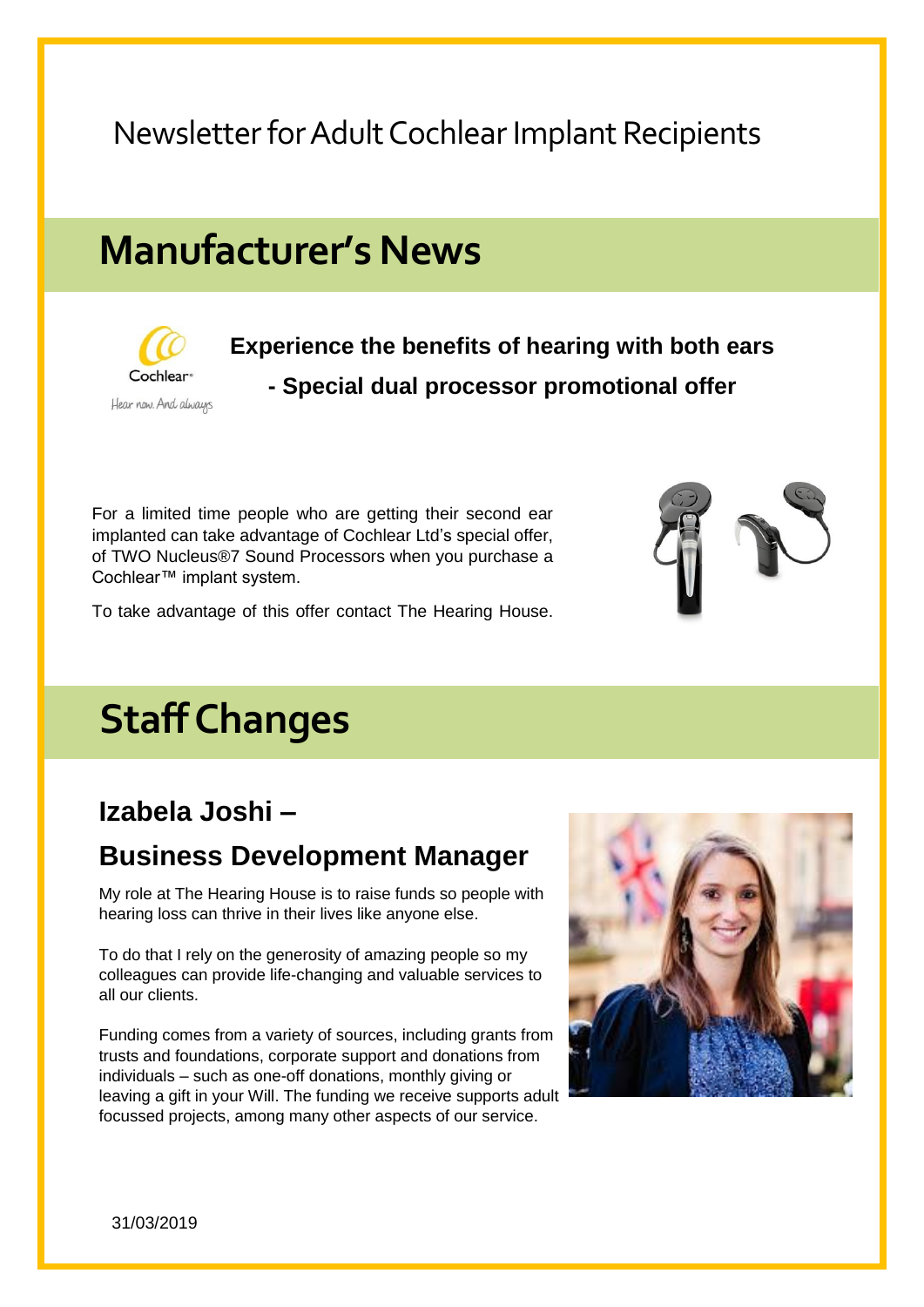Newsletter for Adult Cochlear Implant Recipients

# Manufacturer's News

Cochlear
Hear now. And always

**Experience the benefits of hearing with both ears**

**- Special dual processor promotional offer**

For a limited time people who are getting their second ear implanted can take advantage of Cochlear Ltd's special offer, of TWO Nucleus®7 Sound Processors when you purchase a Cochlear™ implant system.

To take advantage of this offer contact The Hearing House.

# Staff Changes

## Izabela Joshi –

## Business Development Manager

My role at The Hearing House is to raise funds so people with hearing loss can thrive in their lives like anyone else.

To do that I rely on the generosity of amazing people so my colleagues can provide life-changing and valuable services to all our clients.

Funding comes from a variety of sources, including grants from trusts and foundations, corporate support and donations from individuals – such as one-off donations, monthly giving or leaving a gift in your Will. The funding we receive supports adult focussed projects, among many other aspects of our service.

31/03/2019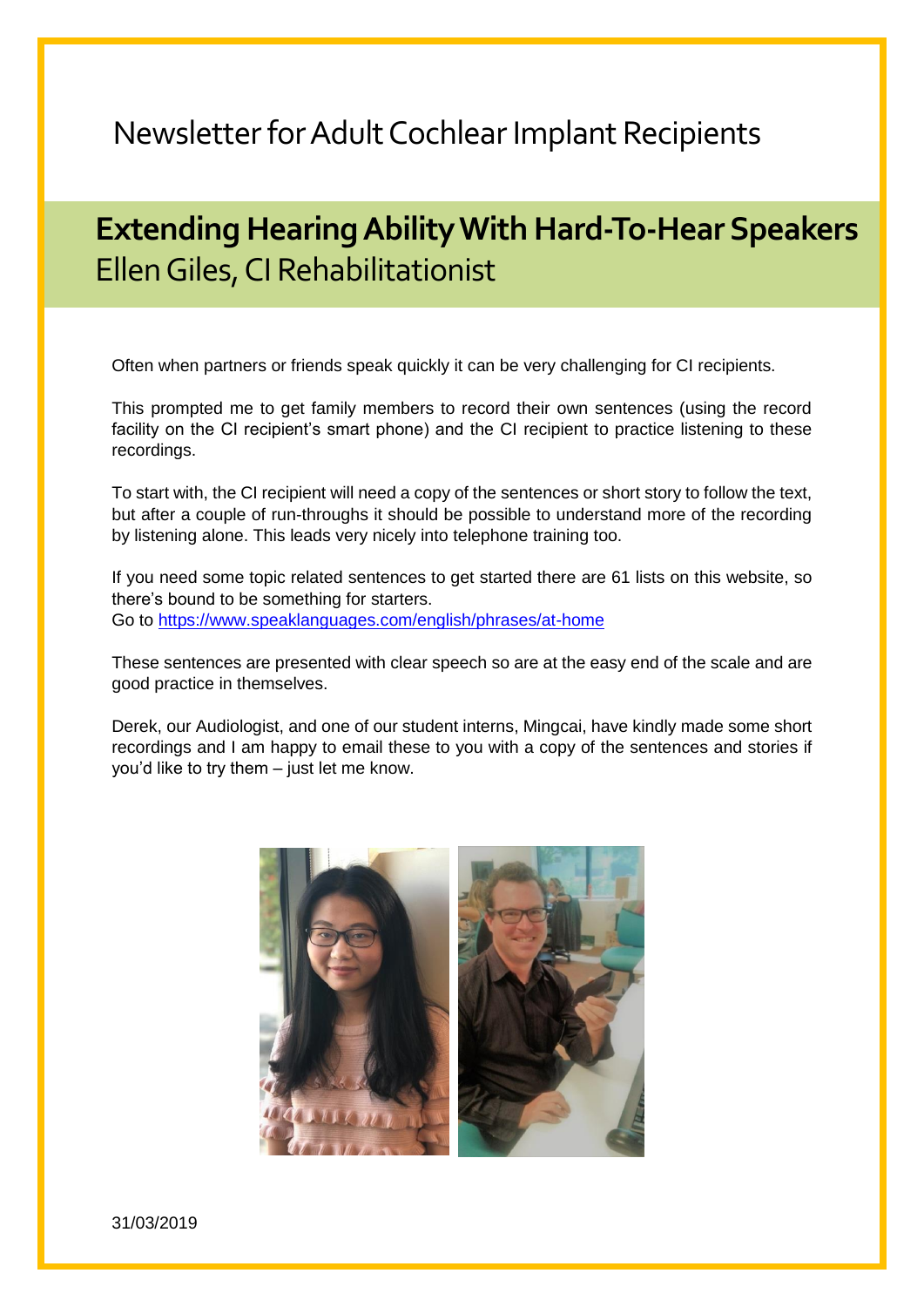# Newsletter for Adult Cochlear Implant Recipients

## Extending Hearing Ability With Hard-To-Hear Speakers

Ellen Giles, CI Rehabilitationist

Often when partners or friends speak quickly it can be very challenging for CI recipients.

This prompted me to get family members to record their own sentences (using the record facility on the CI recipient's smart phone) and the CI recipient to practice listening to these recordings.

To start with, the CI recipient will need a copy of the sentences or short story to follow the text, but after a couple of run-throughs it should be possible to understand more of the recording by listening alone. This leads very nicely into telephone training too.

If you need some topic related sentences to get started there are 61 lists on this website, so there's bound to be something for starters.
Go to https://www.speaklanguages.com/english/phrases/at-home

These sentences are presented with clear speech so are at the easy end of the scale and are good practice in themselves.

Derek, our Audiologist, and one of our student interns, Mingcai, have kindly made some short recordings and I am happy to email these to you with a copy of the sentences and stories if you'd like to try them – just let me know.

31/03/2019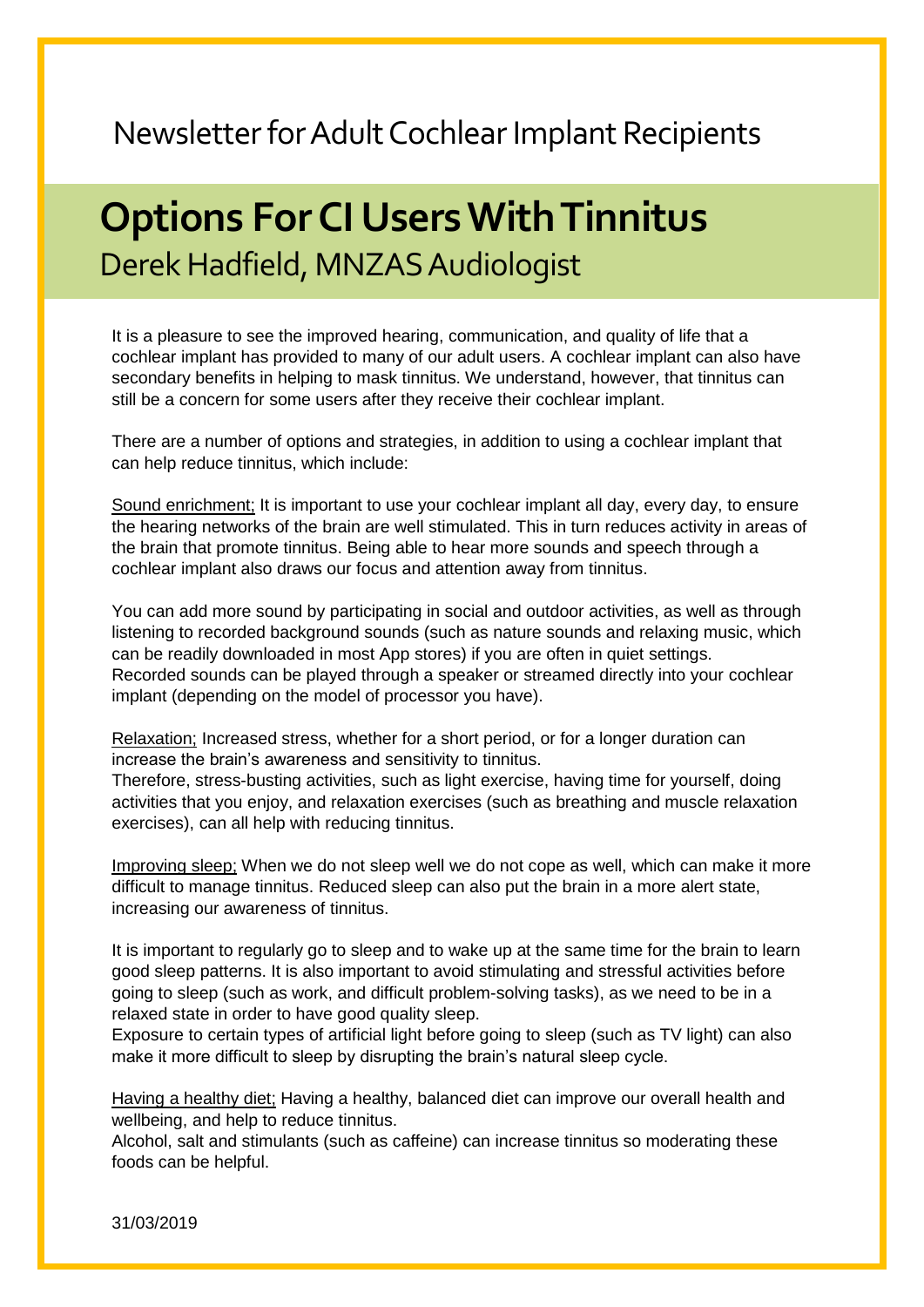Newsletter for Adult Cochlear Implant Recipients

# Options For CI Users With Tinnitus

Derek Hadfield, MNZAS Audiologist

It is a pleasure to see the improved hearing, communication, and quality of life that a cochlear implant has provided to many of our adult users. A cochlear implant can also have secondary benefits in helping to mask tinnitus. We understand, however, that tinnitus can still be a concern for some users after they receive their cochlear implant.

There are a number of options and strategies, in addition to using a cochlear implant that can help reduce tinnitus, which include:

<u>Sound enrichment;</u> It is important to use your cochlear implant all day, every day, to ensure the hearing networks of the brain are well stimulated. This in turn reduces activity in areas of the brain that promote tinnitus. Being able to hear more sounds and speech through a cochlear implant also draws our focus and attention away from tinnitus.

You can add more sound by participating in social and outdoor activities, as well as through listening to recorded background sounds (such as nature sounds and relaxing music, which can be readily downloaded in most App stores) if you are often in quiet settings. Recorded sounds can be played through a speaker or streamed directly into your cochlear implant (depending on the model of processor you have).

<u>Relaxation;</u> Increased stress, whether for a short period, or for a longer duration can increase the brain's awareness and sensitivity to tinnitus.
Therefore, stress-busting activities, such as light exercise, having time for yourself, doing activities that you enjoy, and relaxation exercises (such as breathing and muscle relaxation exercises), can all help with reducing tinnitus.

<u>Improving sleep;</u> When we do not sleep well we do not cope as well, which can make it more difficult to manage tinnitus. Reduced sleep can also put the brain in a more alert state, increasing our awareness of tinnitus.

It is important to regularly go to sleep and to wake up at the same time for the brain to learn good sleep patterns. It is also important to avoid stimulating and stressful activities before going to sleep (such as work, and difficult problem-solving tasks), as we need to be in a relaxed state in order to have good quality sleep.
Exposure to certain types of artificial light before going to sleep (such as TV light) can also make it more difficult to sleep by disrupting the brain's natural sleep cycle.

<u>Having a healthy diet;</u> Having a healthy, balanced diet can improve our overall health and wellbeing, and help to reduce tinnitus.
Alcohol, salt and stimulants (such as caffeine) can increase tinnitus so moderating these foods can be helpful.

31/03/2019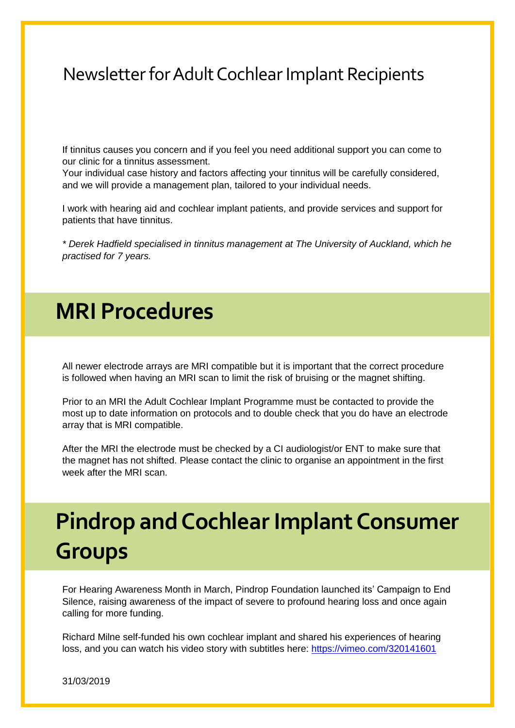# Newsletter for Adult Cochlear Implant Recipients

If tinnitus causes you concern and if you feel you need additional support you can come to our clinic for a tinnitus assessment.
Your individual case history and factors affecting your tinnitus will be carefully considered, and we will provide a management plan, tailored to your individual needs.

I work with hearing aid and cochlear implant patients, and provide services and support for patients that have tinnitus.

*\* Derek Hadfield specialised in tinnitus management at The University of Auckland, which he practised for 7 years.*

## MRI Procedures

All newer electrode arrays are MRI compatible but it is important that the correct procedure is followed when having an MRI scan to limit the risk of bruising or the magnet shifting.

Prior to an MRI the Adult Cochlear Implant Programme must be contacted to provide the most up to date information on protocols and to double check that you do have an electrode array that is MRI compatible.

After the MRI the electrode must be checked by a CI audiologist/or ENT to make sure that the magnet has not shifted. Please contact the clinic to organise an appointment in the first week after the MRI scan.

## Pindrop and Cochlear Implant Consumer Groups

For Hearing Awareness Month in March, Pindrop Foundation launched its' Campaign to End Silence, raising awareness of the impact of severe to profound hearing loss and once again calling for more funding.

Richard Milne self-funded his own cochlear implant and shared his experiences of hearing loss, and you can watch his video story with subtitles here: https://vimeo.com/320141601

31/03/2019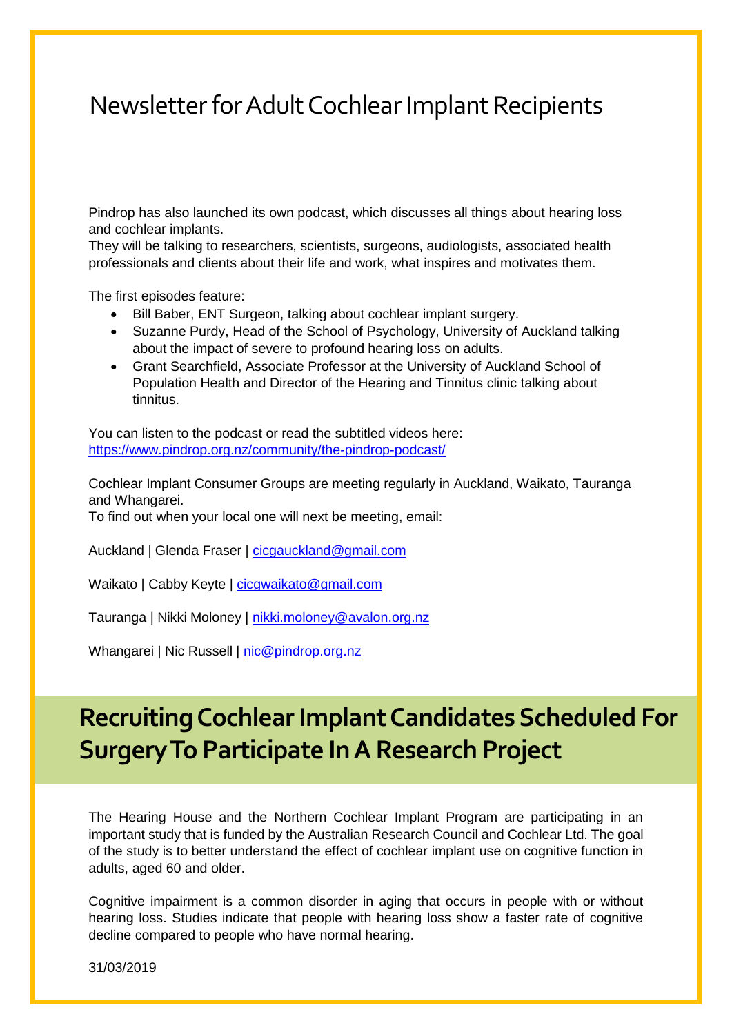Pindrop has also launched its own podcast, which discusses all things about hearing loss and cochlear implants.
They will be talking to researchers, scientists, surgeons, audiologists, associated health professionals and clients about their life and work, what inspires and motivates them.

The first episodes feature:

- Bill Baber, ENT Surgeon, talking about cochlear implant surgery.
- Suzanne Purdy, Head of the School of Psychology, University of Auckland talking about the impact of severe to profound hearing loss on adults.
- Grant Searchfield, Associate Professor at the University of Auckland School of Population Health and Director of the Hearing and Tinnitus clinic talking about tinnitus.

You can listen to the podcast or read the subtitled videos here:
https://www.pindrop.org.nz/community/the-pindrop-podcast/

Cochlear Implant Consumer Groups are meeting regularly in Auckland, Waikato, Tauranga and Whangarei.
To find out when your local one will next be meeting, email:

Auckland | Glenda Fraser | cicgauckland@gmail.com

Waikato | Cabby Keyte | cicgwaikato@gmail.com

Tauranga | Nikki Moloney | nikki.moloney@avalon.org.nz

Whangarei | Nic Russell | nic@pindrop.org.nz

# Recruiting Cochlear Implant Candidates Scheduled For Surgery To Participate In A Research Project

The Hearing House and the Northern Cochlear Implant Program are participating in an important study that is funded by the Australian Research Council and Cochlear Ltd. The goal of the study is to better understand the effect of cochlear implant use on cognitive function in adults, aged 60 and older.

Cognitive impairment is a common disorder in aging that occurs in people with or without hearing loss. Studies indicate that people with hearing loss show a faster rate of cognitive decline compared to people who have normal hearing.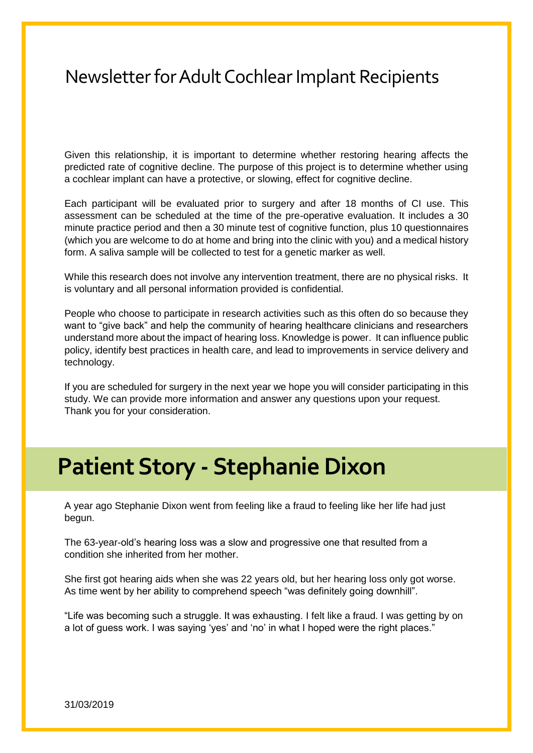# Newsletter for Adult Cochlear Implant Recipients

Given this relationship, it is important to determine whether restoring hearing affects the predicted rate of cognitive decline. The purpose of this project is to determine whether using a cochlear implant can have a protective, or slowing, effect for cognitive decline.

Each participant will be evaluated prior to surgery and after 18 months of CI use. This assessment can be scheduled at the time of the pre-operative evaluation. It includes a 30 minute practice period and then a 30 minute test of cognitive function, plus 10 questionnaires (which you are welcome to do at home and bring into the clinic with you) and a medical history form. A saliva sample will be collected to test for a genetic marker as well.

While this research does not involve any intervention treatment, there are no physical risks. It is voluntary and all personal information provided is confidential.

People who choose to participate in research activities such as this often do so because they want to "give back" and help the community of hearing healthcare clinicians and researchers understand more about the impact of hearing loss. Knowledge is power. It can influence public policy, identify best practices in health care, and lead to improvements in service delivery and technology.

If you are scheduled for surgery in the next year we hope you will consider participating in this study. We can provide more information and answer any questions upon your request. Thank you for your consideration.

## Patient Story - Stephanie Dixon

A year ago Stephanie Dixon went from feeling like a fraud to feeling like her life had just begun.

The 63-year-old's hearing loss was a slow and progressive one that resulted from a condition she inherited from her mother.

She first got hearing aids when she was 22 years old, but her hearing loss only got worse. As time went by her ability to comprehend speech "was definitely going downhill".

"Life was becoming such a struggle. It was exhausting. I felt like a fraud. I was getting by on a lot of guess work. I was saying 'yes' and 'no' in what I hoped were the right places."

31/03/2019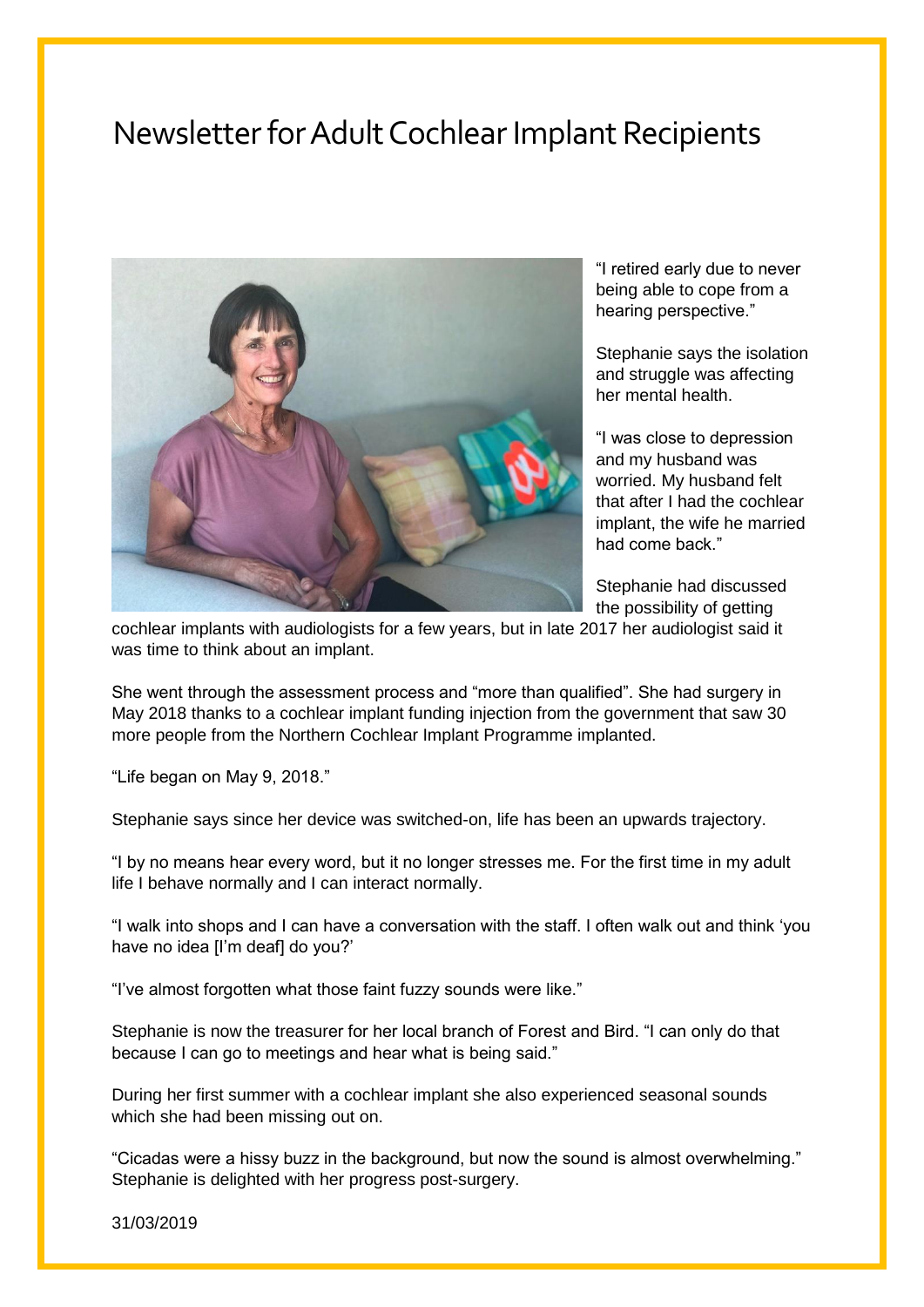# Newsletter for Adult Cochlear Implant Recipients

"I retired early due to never being able to cope from a hearing perspective."

Stephanie says the isolation and struggle was affecting her mental health.

"I was close to depression and my husband was worried. My husband felt that after I had the cochlear implant, the wife he married had come back."

Stephanie had discussed the possibility of getting cochlear implants with audiologists for a few years, but in late 2017 her audiologist said it was time to think about an implant.

She went through the assessment process and "more than qualified". She had surgery in May 2018 thanks to a cochlear implant funding injection from the government that saw 30 more people from the Northern Cochlear Implant Programme implanted.

"Life began on May 9, 2018."

Stephanie says since her device was switched-on, life has been an upwards trajectory.

"I by no means hear every word, but it no longer stresses me. For the first time in my adult life I behave normally and I can interact normally.

"I walk into shops and I can have a conversation with the staff. I often walk out and think 'you have no idea [I'm deaf] do you?'

"I've almost forgotten what those faint fuzzy sounds were like."

Stephanie is now the treasurer for her local branch of Forest and Bird. "I can only do that because I can go to meetings and hear what is being said."

During her first summer with a cochlear implant she also experienced seasonal sounds which she had been missing out on.

"Cicadas were a hissy buzz in the background, but now the sound is almost overwhelming." Stephanie is delighted with her progress post-surgery.

31/03/2019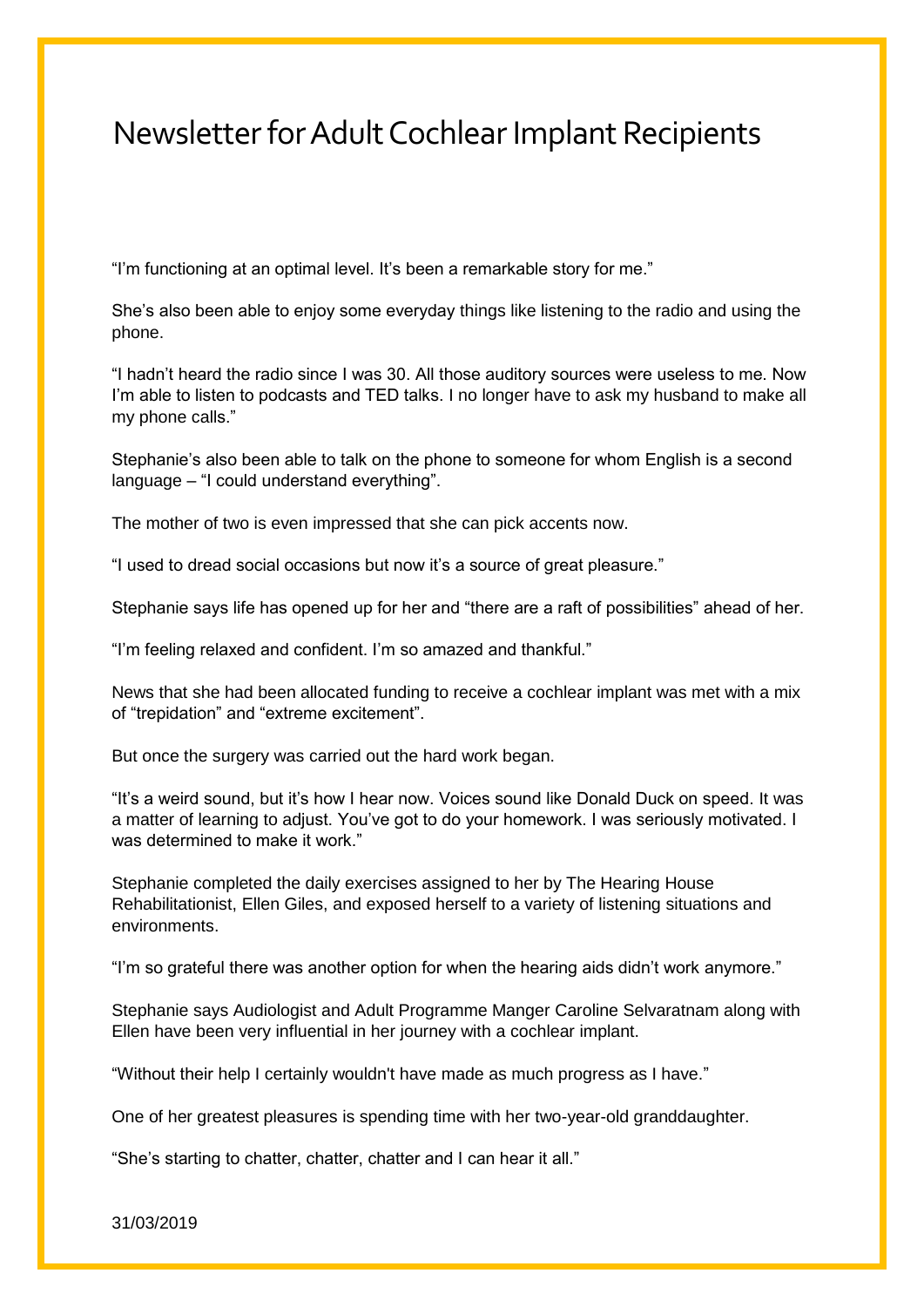# Newsletter for Adult Cochlear Implant Recipients

"I'm functioning at an optimal level. It's been a remarkable story for me."

She's also been able to enjoy some everyday things like listening to the radio and using the phone.

"I hadn't heard the radio since I was 30. All those auditory sources were useless to me. Now I'm able to listen to podcasts and TED talks. I no longer have to ask my husband to make all my phone calls."

Stephanie's also been able to talk on the phone to someone for whom English is a second language – "I could understand everything".

The mother of two is even impressed that she can pick accents now.

"I used to dread social occasions but now it's a source of great pleasure."

Stephanie says life has opened up for her and "there are a raft of possibilities" ahead of her.

"I'm feeling relaxed and confident. I'm so amazed and thankful."

News that she had been allocated funding to receive a cochlear implant was met with a mix of "trepidation" and "extreme excitement".

But once the surgery was carried out the hard work began.

"It's a weird sound, but it's how I hear now. Voices sound like Donald Duck on speed. It was a matter of learning to adjust. You've got to do your homework. I was seriously motivated. I was determined to make it work."

Stephanie completed the daily exercises assigned to her by The Hearing House Rehabilitationist, Ellen Giles, and exposed herself to a variety of listening situations and environments.

"I'm so grateful there was another option for when the hearing aids didn't work anymore."

Stephanie says Audiologist and Adult Programme Manger Caroline Selvaratnam along with Ellen have been very influential in her journey with a cochlear implant.

"Without their help I certainly wouldn't have made as much progress as I have."

One of her greatest pleasures is spending time with her two-year-old granddaughter.

"She's starting to chatter, chatter, chatter and I can hear it all."

31/03/2019